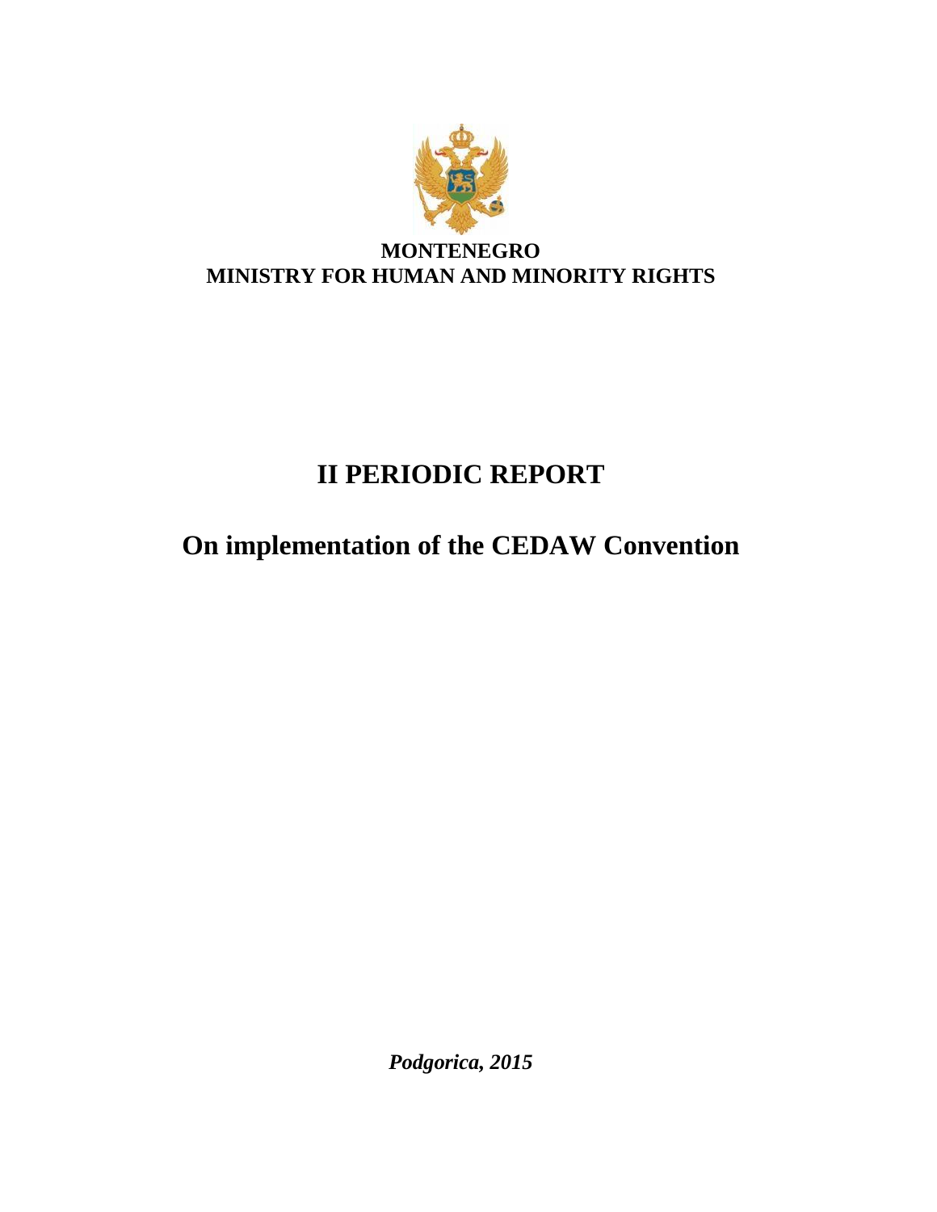**MONTENEGRO**
**MINISTRY FOR HUMAN AND MINORITY RIGHTS**

# II PERIODIC REPORT

# On implementation of the CEDAW Convention

***Podgorica, 2015***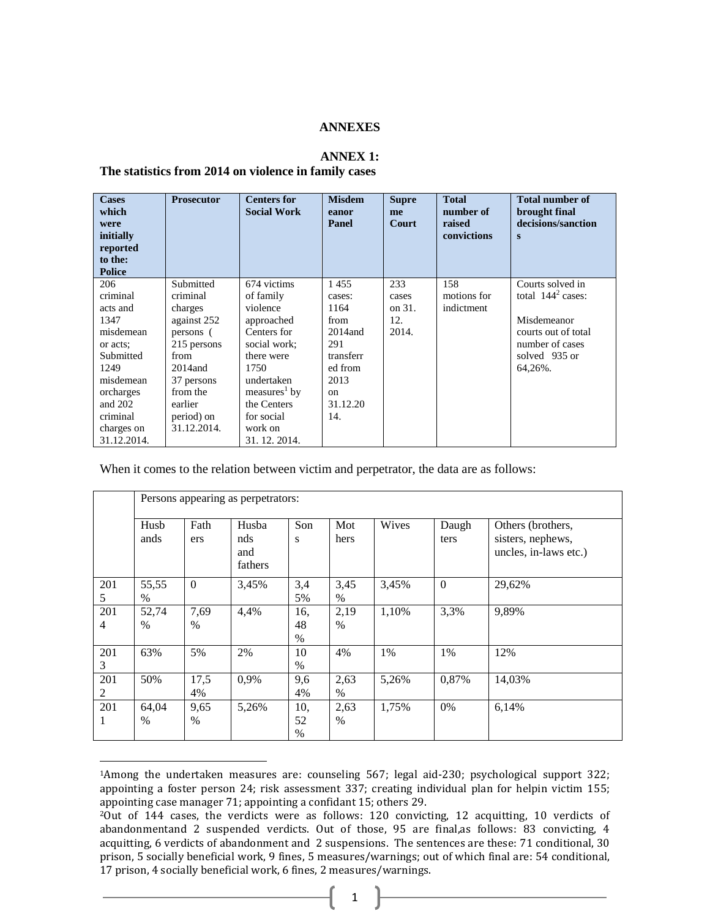# ANNEXES

## ANNEX 1:

### The statistics from 2014 on violence in family cases

| Cases which were initially reported to the: Police | Prosecutor | Centers for Social Work | Misdemeanor Panel | Supreme Court | Total number of raised convictions | Total number of brought final decisions/sanctions |
|---|---|---|---|---|---|---|
| 206 criminal acts and 1347 misdemeanor acts; Submitted 1249 misdemeanorcharges and 202 criminal charges on 31.12.2014. | Submitted criminal charges against 252 persons ( 215 persons from 2014and 37 persons from the earlier period) on 31.12.2014. | 674 victims of family violence approached Centers for social work; there were 1750 undertaken measures[1] by the Centers for social work on 31. 12. 2014. | 1 455 cases: 1164 from 2014and 291 transferred from 2013 on 31.12.2014. | 233 cases on 31. 12. 2014. | 158 motions for indictment | Courts solved in total 144[2] cases: Misdemeanor courts out of total number of cases solved 935 or 64,26%. |

When it comes to the relation between victim and perpetrator, the data are as follows:

| | Persons appearing as perpetrators: | | | | | | | |
|---|---|---|---|---|---|---|---|---|
| | Husbands | Fathers | Husbands and fathers | Sons | Mothers | Wives | Daughters | Others (brothers, sisters, nephews, uncles, in-laws etc.) |
| 2015 | 55,55 % | 0 | 3,45% | 3,45% | 3,45 % | 3,45% | 0 | 29,62% |
| 2014 | 52,74 % | 7,69 % | 4,4% | 16,48 % | 2,19 % | 1,10% | 3,3% | 9,89% |
| 2013 | 63% | 5% | 2% | 10 % | 4% | 1% | 1% | 12% |
| 2012 | 50% | 17,54% | 0,9% | 9,64% | 2,63 % | 5,26% | 0,87% | 14,03% |
| 2011 | 64,04 % | 9,65 % | 5,26% | 10,52 % | 2,63 % | 1,75% | 0% | 6,14% |

---

[1]Among the undertaken measures are: counseling 567; legal aid-230; psychological support 322; appointing a foster person 24; risk assessment 337; creating individual plan for helpin victim 155; appointing case manager 71; appointing a confidant 15; others 29.

[2]Out of 144 cases, the verdicts were as follows: 120 convicting, 12 acquitting, 10 verdicts of abandonmentand 2 suspended verdicts. Out of those, 95 are final,as follows: 83 convicting, 4 acquitting, 6 verdicts of abandonment and 2 suspensions. The sentences are these: 71 conditional, 30 prison, 5 socially beneficial work, 9 fines, 5 measures/warnings; out of which final are: 54 conditional, 17 prison, 4 socially beneficial work, 6 fines, 2 measures/warnings.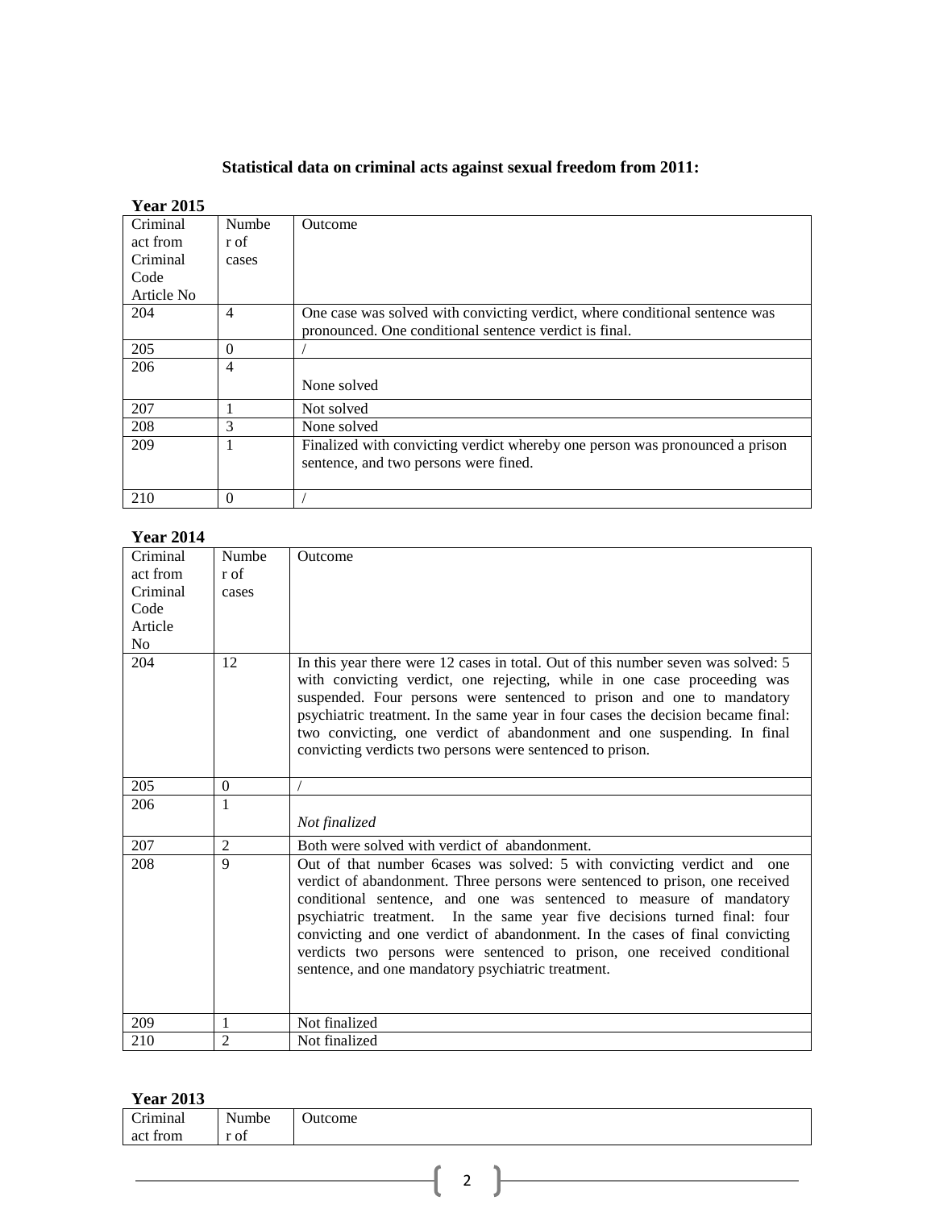**Statistical data on criminal acts against sexual freedom from 2011:**

**Year 2015**

| Criminal act from Criminal Code Article No | Number of cases | Outcome |
|---|---|---|
| 204 | 4 | One case was solved with convicting verdict, where conditional sentence was pronounced. One conditional sentence verdict is final. |
| 205 | 0 | / |
| 206 | 4 | None solved |
| 207 | 1 | Not solved |
| 208 | 3 | None solved |
| 209 | 1 | Finalized with convicting verdict whereby one person was pronounced a prison sentence, and two persons were fined. |
| 210 | 0 | / |

**Year 2014**

| Criminal act from Criminal Code Article No | Number of cases | Outcome |
|---|---|---|
| 204 | 12 | In this year there were 12 cases in total. Out of this number seven was solved: 5 with convicting verdict, one rejecting, while in one case proceeding was suspended. Four persons were sentenced to prison and one to mandatory psychiatric treatment. In the same year in four cases the decision became final: two convicting, one verdict of abandonment and one suspending. In final convicting verdicts two persons were sentenced to prison. |
| 205 | 0 | / |
| 206 | 1 | *Not finalized* |
| 207 | 2 | Both were solved with verdict of abandonment. |
| 208 | 9 | Out of that number 6cases was solved: 5 with convicting verdict and one verdict of abandonment. Three persons were sentenced to prison, one received conditional sentence, and one was sentenced to measure of mandatory psychiatric treatment. In the same year five decisions turned final: four convicting and one verdict of abandonment. In the cases of final convicting verdicts two persons were sentenced to prison, one received conditional sentence, and one mandatory psychiatric treatment. |
| 209 | 1 | Not finalized |
| 210 | 2 | Not finalized |

**Year 2013**

| Criminal act from | Number of | Outcome |
|---|---|---|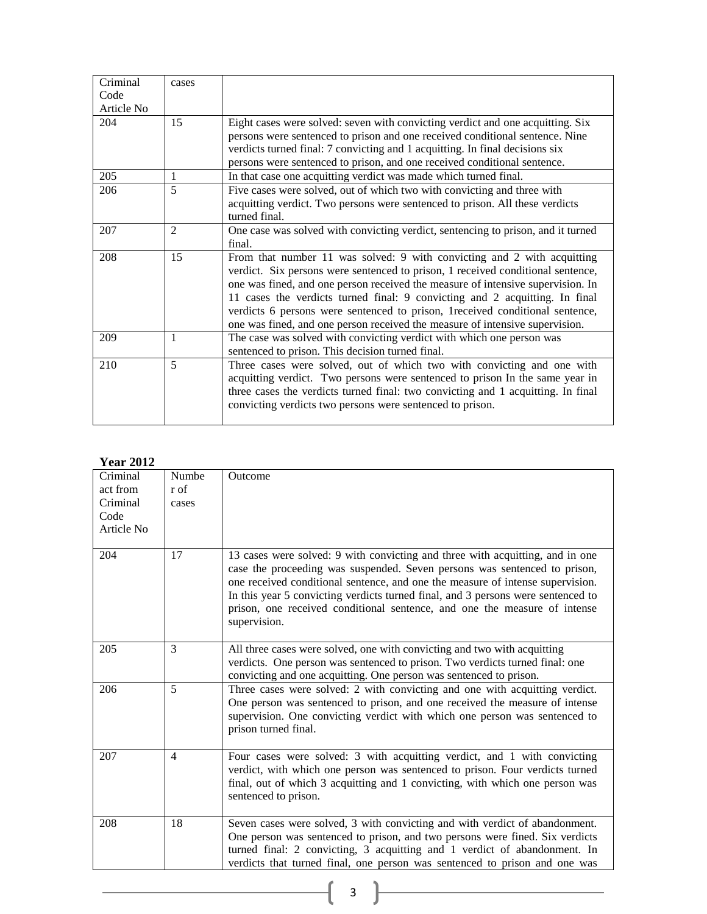| Criminal Code Article No | cases | |
|---|---|---|
| 204 | 15 | Eight cases were solved: seven with convicting verdict and one acquitting. Six persons were sentenced to prison and one received conditional sentence. Nine verdicts turned final: 7 convicting and 1 acquitting. In final decisions six persons were sentenced to prison, and one received conditional sentence. |
| 205 | 1 | In that case one acquitting verdict was made which turned final. |
| 206 | 5 | Five cases were solved, out of which two with convicting and three with acquitting verdict. Two persons were sentenced to prison. All these verdicts turned final. |
| 207 | 2 | One case was solved with convicting verdict, sentencing to prison, and it turned final. |
| 208 | 15 | From that number 11 was solved: 9 with convicting and 2 with acquitting verdict. Six persons were sentenced to prison, 1 received conditional sentence, one was fined, and one person received the measure of intensive supervision. In 11 cases the verdicts turned final: 9 convicting and 2 acquitting. In final verdicts 6 persons were sentenced to prison, 1received conditional sentence, one was fined, and one person received the measure of intensive supervision. |
| 209 | 1 | The case was solved with convicting verdict with which one person was sentenced to prison. This decision turned final. |
| 210 | 5 | Three cases were solved, out of which two with convicting and one with acquitting verdict. Two persons were sentenced to prison In the same year in three cases the verdicts turned final: two convicting and 1 acquitting. In final convicting verdicts two persons were sentenced to prison. |

**Year 2012**

| Criminal act from Criminal Code Article No | Number of cases | Outcome |
|---|---|---|
| 204 | 17 | 13 cases were solved: 9 with convicting and three with acquitting, and in one case the proceeding was suspended. Seven persons was sentenced to prison, one received conditional sentence, and one the measure of intense supervision. In this year 5 convicting verdicts turned final, and 3 persons were sentenced to prison, one received conditional sentence, and one the measure of intense supervision. |
| 205 | 3 | All three cases were solved, one with convicting and two with acquitting verdicts. One person was sentenced to prison. Two verdicts turned final: one convicting and one acquitting. One person was sentenced to prison. |
| 206 | 5 | Three cases were solved: 2 with convicting and one with acquitting verdict. One person was sentenced to prison, and one received the measure of intense supervision. One convicting verdict with which one person was sentenced to prison turned final. |
| 207 | 4 | Four cases were solved: 3 with acquitting verdict, and 1 with convicting verdict, with which one person was sentenced to prison. Four verdicts turned final, out of which 3 acquitting and 1 convicting, with which one person was sentenced to prison. |
| 208 | 18 | Seven cases were solved, 3 with convicting and with verdict of abandonment. One person was sentenced to prison, and two persons were fined. Six verdicts turned final: 2 convicting, 3 acquitting and 1 verdict of abandonment. In verdicts that turned final, one person was sentenced to prison and one was |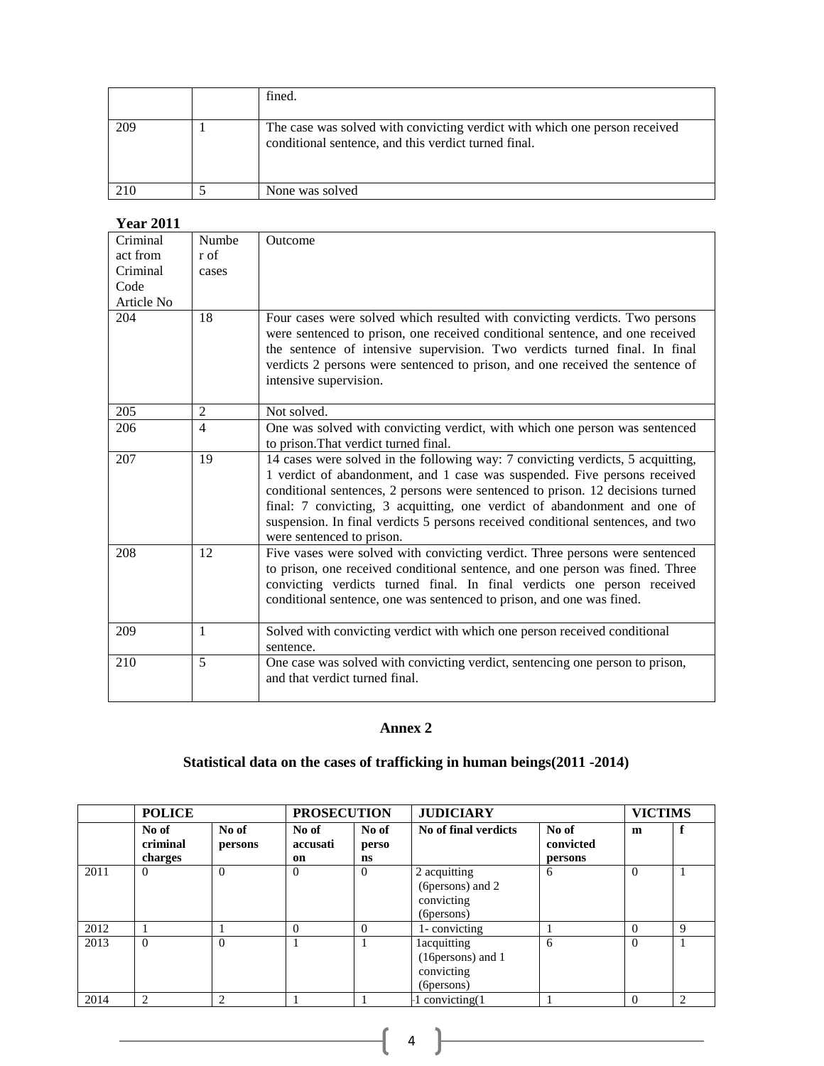| | | fined. |
|---|---|---|
| 209 | 1 | The case was solved with convicting verdict with which one person received conditional sentence, and this verdict turned final. |
| 210 | 5 | None was solved |

**Year 2011**

| Criminal act from Criminal Code Article No | Number of cases | Outcome |
|---|---|---|
| 204 | 18 | Four cases were solved which resulted with convicting verdicts. Two persons were sentenced to prison, one received conditional sentence, and one received the sentence of intensive supervision. Two verdicts turned final. In final verdicts 2 persons were sentenced to prison, and one received the sentence of intensive supervision. |
| 205 | 2 | Not solved. |
| 206 | 4 | One was solved with convicting verdict, with which one person was sentenced to prison.That verdict turned final. |
| 207 | 19 | 14 cases were solved in the following way: 7 convicting verdicts, 5 acquitting, 1 verdict of abandonment, and 1 case was suspended. Five persons received conditional sentences, 2 persons were sentenced to prison. 12 decisions turned final: 7 convicting, 3 acquitting, one verdict of abandonment and one of suspension. In final verdicts 5 persons received conditional sentences, and two were sentenced to prison. |
| 208 | 12 | Five vases were solved with convicting verdict. Three persons were sentenced to prison, one received conditional sentence, and one person was fined. Three convicting verdicts turned final. In final verdicts one person received conditional sentence, one was sentenced to prison, and one was fined. |
| 209 | 1 | Solved with convicting verdict with which one person received conditional sentence. |
| 210 | 5 | One case was solved with convicting verdict, sentencing one person to prison, and that verdict turned final. |

## Annex 2

### Statistical data on the cases of trafficking in human beings(2011 -2014)

| | **POLICE** | | **PROSECUTION** | | **JUDICIARY** | | **VICTIMS** | |
|---|---|---|---|---|---|---|---|---|
| | **No of criminal charges** | **No of persons** | **No of accusation** | **No of persons** | **No of final verdicts** | **No of convicted persons** | **m** | **f** |
| 2011 | 0 | 0 | 0 | 0 | 2 acquitting (6persons) and 2 convicting (6persons) | 6 | 0 | 1 |
| 2012 | 1 | 1 | 0 | 0 | 1- convicting | 1 | 0 | 9 |
| 2013 | 0 | 0 | 1 | 1 | 1acquitting (16persons) and 1 convicting (6persons) | 6 | 0 | 1 |
| 2014 | 2 | 2 | 1 | 1 | -1 convicting(1 | 1 | 0 | 2 |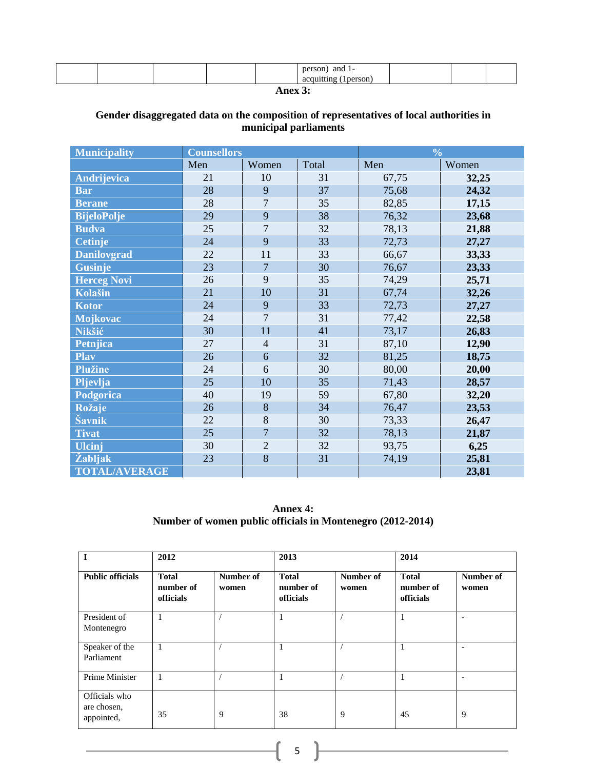| | | | | | person) and 1-acquitting (1person) | | | |
|---|---|---|---|---|---|---|---|---|

**Anex 3:**

**Gender disaggregated data on the composition of representatives of local authorities in municipal parliaments**

| Municipality | Counsellors | | | % | |
|---|---|---|---|---|---|
| | Men | Women | Total | Men | Women |
| Andrijevica | 21 | 10 | 31 | 67,75 | **32,25** |
| Bar | 28 | 9 | 37 | 75,68 | **24,32** |
| Berane | 28 | 7 | 35 | 82,85 | **17,15** |
| BijeloPolje | 29 | 9 | 38 | 76,32 | **23,68** |
| Budva | 25 | 7 | 32 | 78,13 | **21,88** |
| Cetinje | 24 | 9 | 33 | 72,73 | **27,27** |
| Danilovgrad | 22 | 11 | 33 | 66,67 | **33,33** |
| Gusinje | 23 | 7 | 30 | 76,67 | **23,33** |
| Herceg Novi | 26 | 9 | 35 | 74,29 | **25,71** |
| Kolašin | 21 | 10 | 31 | 67,74 | **32,26** |
| Kotor | 24 | 9 | 33 | 72,73 | **27,27** |
| Mojkovac | 24 | 7 | 31 | 77,42 | **22,58** |
| Nikšić | 30 | 11 | 41 | 73,17 | **26,83** |
| Petnjica | 27 | 4 | 31 | 87,10 | **12,90** |
| Plav | 26 | 6 | 32 | 81,25 | **18,75** |
| Plužine | 24 | 6 | 30 | 80,00 | **20,00** |
| Pljevlja | 25 | 10 | 35 | 71,43 | **28,57** |
| Podgorica | 40 | 19 | 59 | 67,80 | **32,20** |
| Rožaje | 26 | 8 | 34 | 76,47 | **23,53** |
| Šavnik | 22 | 8 | 30 | 73,33 | **26,47** |
| Tivat | 25 | 7 | 32 | 78,13 | **21,87** |
| Ulcinj | 30 | 2 | 32 | 93,75 | **6,25** |
| Žabljak | 23 | 8 | 31 | 74,19 | **25,81** |
| TOTAL/AVERAGE | | | | | **23,81** |

**Annex 4:**
**Number of women public officials in Montenegro (2012-2014)**

| **I** | **2012** | | **2013** | | **2014** | |
|---|---|---|---|---|---|---|
| **Public officials** | **Total number of officials** | **Number of women** | **Total number of officials** | **Number of women** | **Total number of officials** | **Number of women** |
| President of Montenegro | 1 | / | 1 | / | 1 | - |
| Speaker of the Parliament | 1 | / | 1 | / | 1 | - |
| Prime Minister | 1 | / | 1 | / | 1 | - |
| Officials who are chosen, appointed, | 35 | 9 | 38 | 9 | 45 | 9 |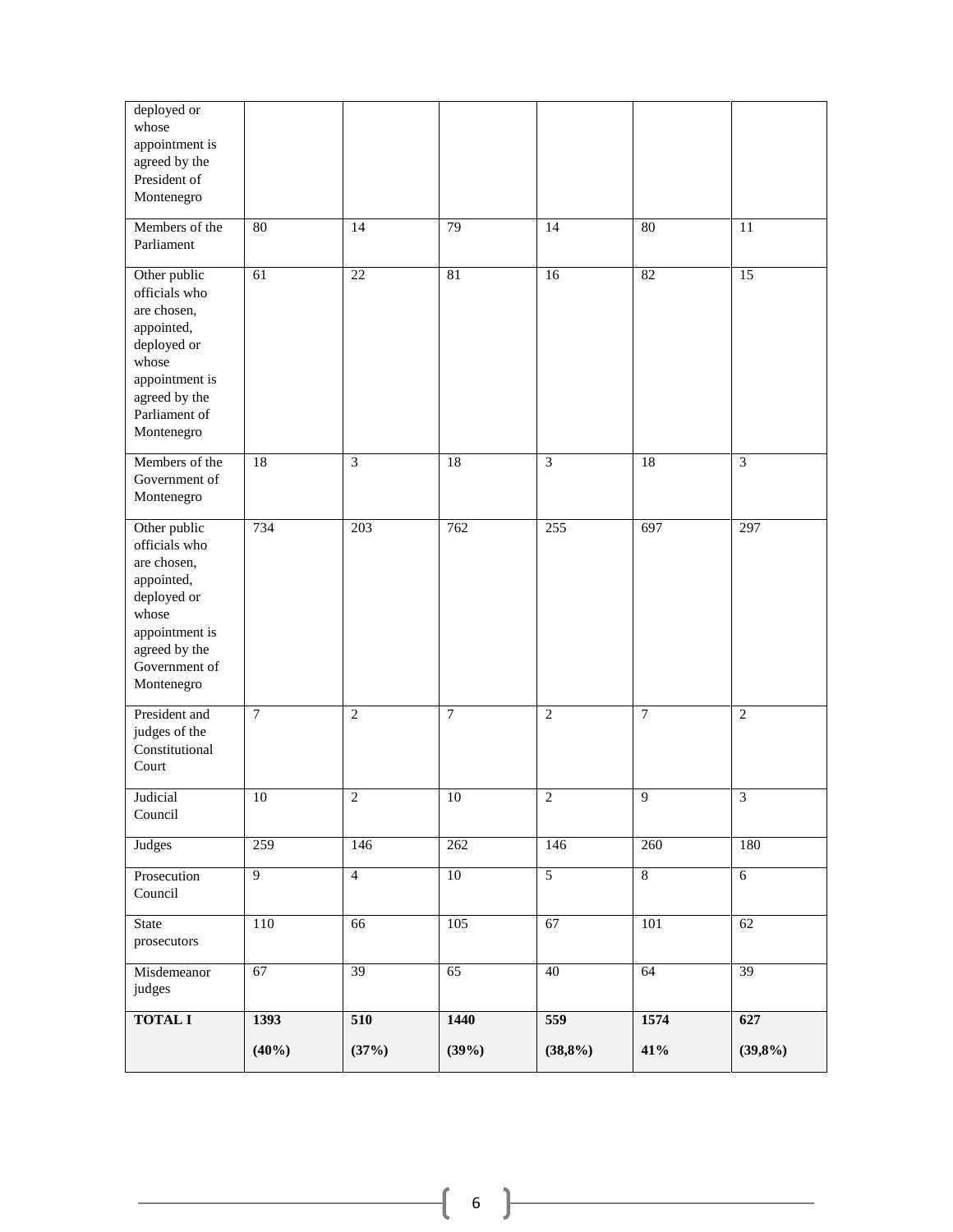| | | | | | | |
|---|---|---|---|---|---|---|
| deployed or whose appointment is agreed by the President of Montenegro | | | | | | |
| Members of the Parliament | 80 | 14 | 79 | 14 | 80 | 11 |
| Other public officials who are chosen, appointed, deployed or whose appointment is agreed by the Parliament of Montenegro | 61 | 22 | 81 | 16 | 82 | 15 |
| Members of the Government of Montenegro | 18 | 3 | 18 | 3 | 18 | 3 |
| Other public officials who are chosen, appointed, deployed or whose appointment is agreed by the Government of Montenegro | 734 | 203 | 762 | 255 | 697 | 297 |
| President and judges of the Constitutional Court | 7 | 2 | 7 | 2 | 7 | 2 |
| Judicial Council | 10 | 2 | 10 | 2 | 9 | 3 |
| Judges | 259 | 146 | 262 | 146 | 260 | 180 |
| Prosecution Council | 9 | 4 | 10 | 5 | 8 | 6 |
| State prosecutors | 110 | 66 | 105 | 67 | 101 | 62 |
| Misdemeanor judges | 67 | 39 | 65 | 40 | 64 | 39 |
| **TOTAL I** | **1393** **(40%)** | **510** **(37%)** | **1440** **(39%)** | **559** **(38,8%)** | **1574** **41%** | **627** **(39,8%)** |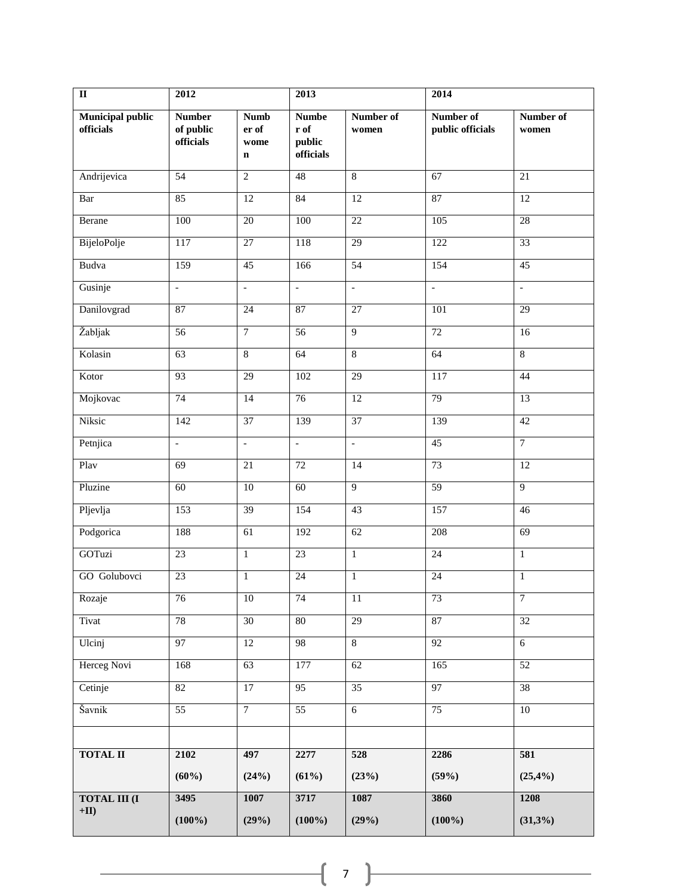| II | 2012 | | 2013 | | 2014 | |
|---|---|---|---|---|---|---|
| **Municipal public officials** | **Number of public officials** | **Number of women** | **Number of public officials** | **Number of women** | **Number of public officials** | **Number of women** |
| Andrijevica | 54 | 2 | 48 | 8 | 67 | 21 |
| Bar | 85 | 12 | 84 | 12 | 87 | 12 |
| Berane | 100 | 20 | 100 | 22 | 105 | 28 |
| BijeloPolje | 117 | 27 | 118 | 29 | 122 | 33 |
| Budva | 159 | 45 | 166 | 54 | 154 | 45 |
| Gusinje | - | - | - | - | - | - |
| Danilovgrad | 87 | 24 | 87 | 27 | 101 | 29 |
| Žabljak | 56 | 7 | 56 | 9 | 72 | 16 |
| Kolasin | 63 | 8 | 64 | 8 | 64 | 8 |
| Kotor | 93 | 29 | 102 | 29 | 117 | 44 |
| Mojkovac | 74 | 14 | 76 | 12 | 79 | 13 |
| Niksic | 142 | 37 | 139 | 37 | 139 | 42 |
| Petnjica | - | - | - | - | 45 | 7 |
| Plav | 69 | 21 | 72 | 14 | 73 | 12 |
| Pluzine | 60 | 10 | 60 | 9 | 59 | 9 |
| Pljevlja | 153 | 39 | 154 | 43 | 157 | 46 |
| Podgorica | 188 | 61 | 192 | 62 | 208 | 69 |
| GOTuzi | 23 | 1 | 23 | 1 | 24 | 1 |
| GO Golubovci | 23 | 1 | 24 | 1 | 24 | 1 |
| Rozaje | 76 | 10 | 74 | 11 | 73 | 7 |
| Tivat | 78 | 30 | 80 | 29 | 87 | 32 |
| Ulcinj | 97 | 12 | 98 | 8 | 92 | 6 |
| Herceg Novi | 168 | 63 | 177 | 62 | 165 | 52 |
| Cetinje | 82 | 17 | 95 | 35 | 97 | 38 |
| Šavnik | 55 | 7 | 55 | 6 | 75 | 10 |
| | | | | | | |
| **TOTAL II** | **2102 (60%)** | **497 (24%)** | **2277 (61%)** | **528 (23%)** | **2286 (59%)** | **581 (25,4%)** |
| **TOTAL III (I +II)** | **3495 (100%)** | **1007 (29%)** | **3717 (100%)** | **1087 (29%)** | **3860 (100%)** | **1208 (31,3%)** |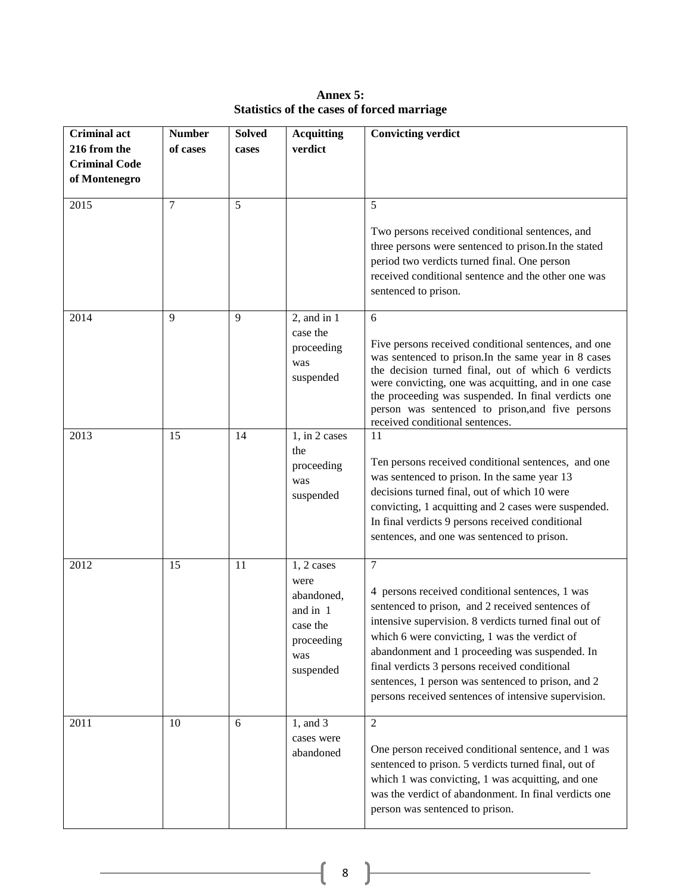**Annex 5:**
**Statistics of the cases of forced marriage**

| Criminal act 216 from the Criminal Code of Montenegro | Number of cases | Solved cases | Acquitting verdict | Convicting verdict |
|---|---|---|---|---|
| 2015 | 7 | 5 | | 5<br><br>Two persons received conditional sentences, and three persons were sentenced to prison.In the stated period two verdicts turned final. One person received conditional sentence and the other one was sentenced to prison. |
| 2014 | 9 | 9 | 2, and in 1 case the proceeding was suspended | 6<br><br>Five persons received conditional sentences, and one was sentenced to prison.In the same year in 8 cases the decision turned final, out of which 6 verdicts were convicting, one was acquitting, and in one case the proceeding was suspended. In final verdicts one person was sentenced to prison,and five persons received conditional sentences. |
| 2013 | 15 | 14 | 1, in 2 cases the proceeding was suspended | 11<br><br>Ten persons received conditional sentences, and one was sentenced to prison. In the same year 13 decisions turned final, out of which 10 were convicting, 1 acquitting and 2 cases were suspended. In final verdicts 9 persons received conditional sentences, and one was sentenced to prison. |
| 2012 | 15 | 11 | 1, 2 cases were abandoned, and in 1 case the proceeding was suspended | 7<br><br>4 persons received conditional sentences, 1 was sentenced to prison, and 2 received sentences of intensive supervision. 8 verdicts turned final out of which 6 were convicting, 1 was the verdict of abandonment and 1 proceeding was suspended. In final verdicts 3 persons received conditional sentences, 1 person was sentenced to prison, and 2 persons received sentences of intensive supervision. |
| 2011 | 10 | 6 | 1, and 3 cases were abandoned | 2<br><br>One person received conditional sentence, and 1 was sentenced to prison. 5 verdicts turned final, out of which 1 was convicting, 1 was acquitting, and one was the verdict of abandonment. In final verdicts one person was sentenced to prison. |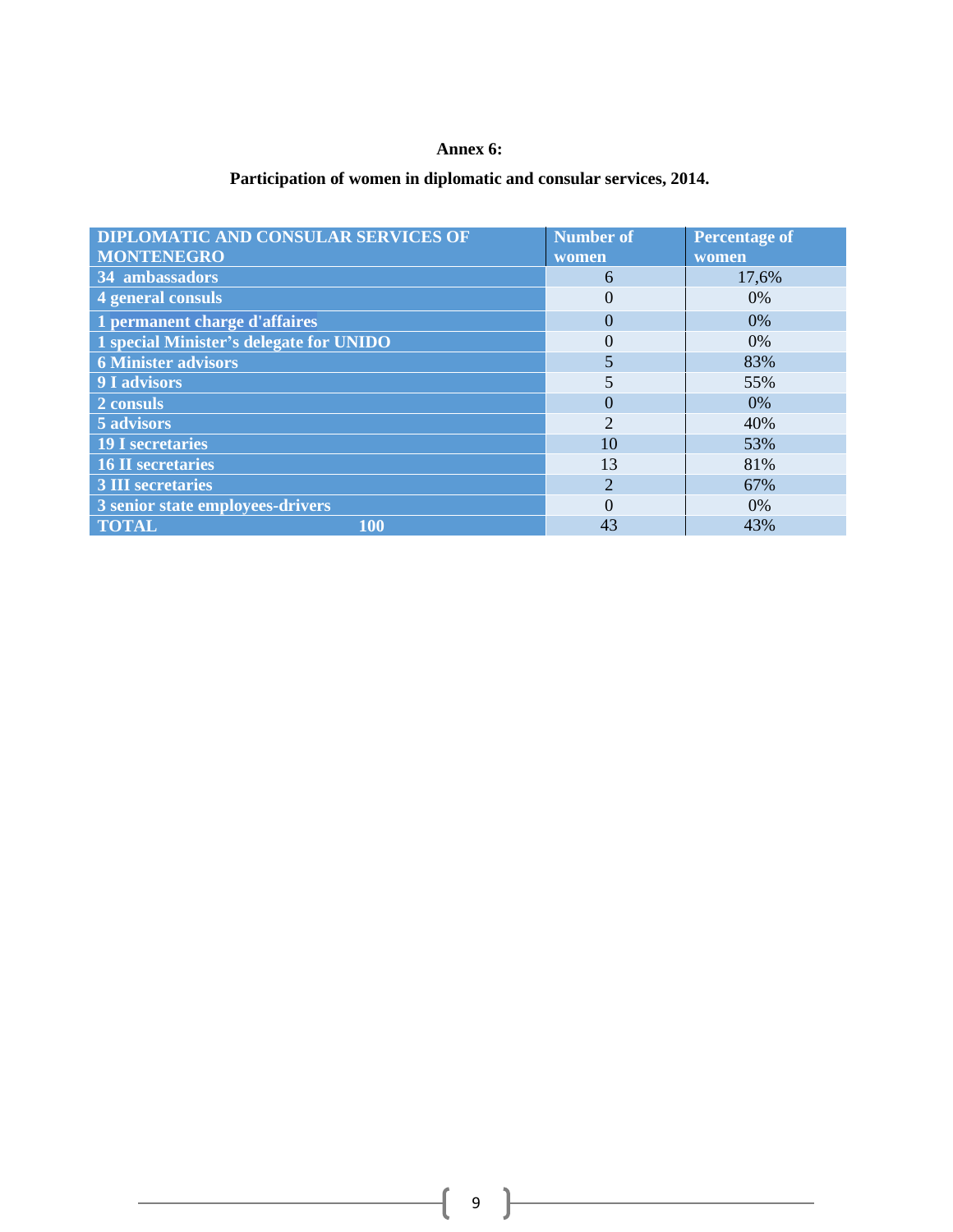**Annex 6:**

**Participation of women in diplomatic and consular services, 2014.**

| DIPLOMATIC AND CONSULAR SERVICES OF MONTENEGRO | Number of women | Percentage of women |
|---|---|---|
| 34 ambassadors | 6 | 17,6% |
| 4 general consuls | 0 | 0% |
| 1 permanent charge d'affaires | 0 | 0% |
| 1 special Minister's delegate for UNIDO | 0 | 0% |
| 6 Minister advisors | 5 | 83% |
| 9 I advisors | 5 | 55% |
| 2 consuls | 0 | 0% |
| 5 advisors | 2 | 40% |
| 19 I secretaries | 10 | 53% |
| 16 II secretaries | 13 | 81% |
| 3 III secretaries | 2 | 67% |
| 3 senior state employees-drivers | 0 | 0% |
| TOTAL 100 | 43 | 43% |